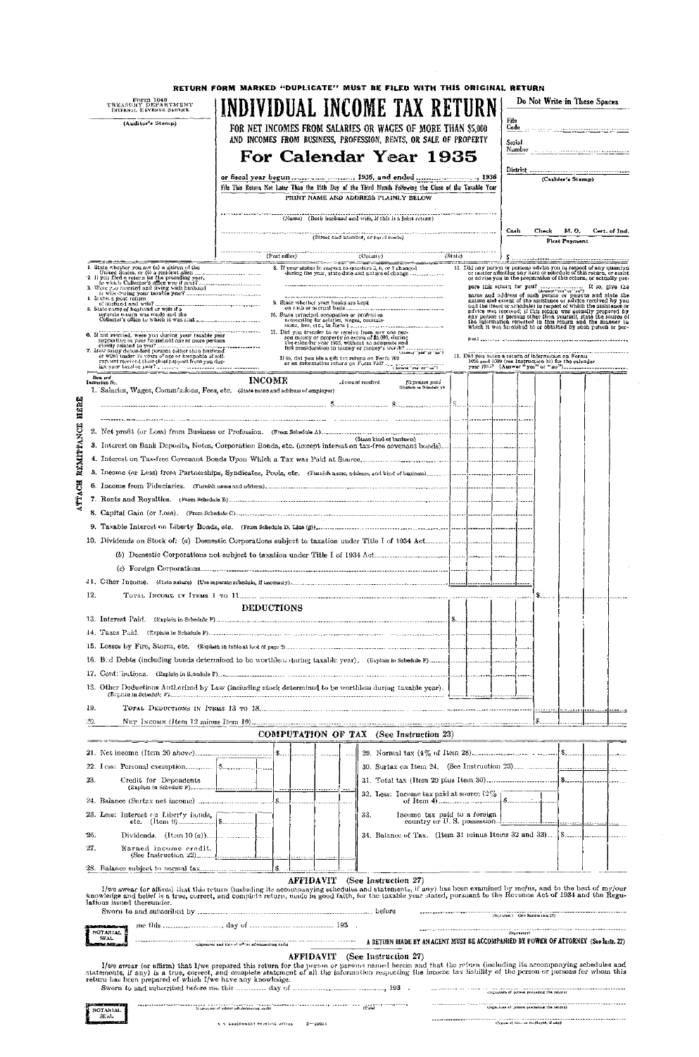RETURN FORM MARKED "DUPLICATE" MUST BE FILED WITH THIS ORIGINAL RETURN

Form 1040
TREASURY DEPARTMENT
INTERNAL REVENUE SERVICE

(Auditor's Stamp)

# INDIVIDUAL INCOME TAX RETURN

FOR NET INCOMES FROM SALARIES OR WAGES OF MORE THAN $5,000 AND INCOMES FROM BUSINESS, PROFESSION, RENTS, OR SALE OF PROPERTY

## For Calendar Year 1935

or fiscal year begun ................., 1935, and ended ................., 1936

File This Return Not Later Than the 15th Day of the Third Month Following the Close of the Taxable Year

PRINT NAME AND ADDRESS PLAINLY BELOW

.................................................. (Name) (Both husband and wife, if this is a joint return)

.................................................. (Street and number, or rural route)

.................... (Post office) .................... (County) .................... (State)

**Do Not Write in These Spaces**

File Code ..........

Serial Number ..........

District .......... (Cashier's Stamp)

| Cash | Check | M. O. | Cert. of Ind. |
|---|---|---|---|
| First Payment | | | |

$ ..........

1. State whether you are (a) a citizen of the United States, or (b) a resident alien ..........
2. If you filed a return for the preceding year, to which Collector's office was it sent? ..........
3. Were you married and living with husband or wife during your taxable year? ..........
4. Is this a joint return of husband and wife? ..........
5. State name of husband or wife if a separate return was made and the Collector's office to which it was sent ..........
6. If not married, were you during your taxable year supporting in your household one or more persons closely related to you? ..........
7. How many dependent persons (other than husband or wife) under 18 years of age or incapable of self-support received their chief support from you during your taxable year? ..........
8. If your status in respect to question 3, 6, or 7 changed during the year, state date and nature of change ..........
9. State whether your books are kept on cash or accrual basis ..........
10. State principal occupation or profession accounting for salaries, wages, commissions, fees, etc., in Item 1 ..........
11. Did you transfer to or receive from any one person money or property in excess of $5,000, during the calendar year 1935, without an adequate and full consideration in money or money's worth? .......... (Answer "yes" or "no")

    If so, did you file a gift tax return on Form 709 or an information return on Form 710? .......... (Answer "yes" or "no")
12. Did any person or persons advise you in respect of any question or matter affecting any item or schedule of this return, or assist or advise you in the preparation of this return, or actually prepare this return for you? .......... (Answer "yes" or "no") If so, give the name and address of such person or persons and state the nature and extent of the assistance or advice received by you and the items or schedules in respect of which the assistance or advice was received; if this return was actually prepared by any person or persons other than yourself, state the source of the information reported in this return and the manner in which it was furnished to or obtained by such person or persons ..........
13. Did you make a return of information on Forms 1096 and 1099 (see Instruction 31) for the calendar year 1935? (Answer "yes" or "no") ..........

ATTACH REMITTANCE HERE

### INCOME

Item and Instruction No.

1. Salaries, Wages, Commissions, Fees, etc. (State name and address of employer) .......... Amount received $ .......... Expenses paid (Explain in Schedule F) $ .......... $ ..........
2. Net profit (or Loss) from Business or Profession. (From Schedule A) .......... (State kind of business)
3. Interest on Bank Deposits, Notes, Corporation Bonds, etc. (except interest on tax-free covenant bonds) ..........
4. Interest on Tax-free Covenant Bonds Upon Which a Tax was Paid at Source ..........
5. Income (or Loss) from Partnerships, Syndicates, Pools, etc. (Furnish name, address, and kind of business) ..........
6. Income from Fiduciaries. (Furnish name and address) ..........
7. Rents and Royalties. (From Schedule B) ..........
8. Capital Gain (or Loss). (From Schedule C) ..........
9. Taxable Interest on Liberty Bonds, etc. (From Schedule D, Line (g)) ..........
10. Dividends on Stock of: (a) Domestic Corporations subject to taxation under Title I of 1934 Act ..........
    (b) Domestic Corporations not subject to taxation under Title I of 1934 Act ..........
    (c) Foreign Corporations ..........
11. Other Income. (State nature) (Use separate schedule, if necessary) ..........
12. Total Income in Items 1 to 11 .......... $ ..........

### DEDUCTIONS

13. Interest Paid. (Explain in Schedule F) .......... $ ..........
14. Taxes Paid. (Explain in Schedule F) ..........
15. Losses by Fire, Storm, etc. (Explain in table at foot of page 2) ..........
16. Bad Debts (including bonds determined to be worthless during taxable year). (Explain in Schedule F) ..........
17. Contributions. (Explain in Schedule F) ..........
18. Other Deductions Authorized by Law (including stock determined to be worthless during taxable year). (Explain in Schedule F) ..........
19. Total Deductions in Items 13 to 18 ..........
20. Net Income (Item 12 minus Item 19) .......... $ ..........

### COMPUTATION OF TAX (See Instruction 23)

| | | |
|---|---|---|
| 21. Net income (Item 20 above) | | $ |
| 22. Less: Personal exemption | $ | |
| 23. Credit for Dependents (Explain in Schedule F) | | |
| 24. Balance (Surtax net income) | | $ |
| 25. Less: Interest on Liberty bonds, etc. (Item 9) | $ | |
| 26. Dividends. (Item 10 (a)) | | |
| 27. Earned income credit. (See Instruction 22) | | |
| 28. Balance subject to normal tax | | $ |

| | | |
|---|---|---|
| 29. Normal tax (4% of Item 28) | | $ |
| 30. Surtax on Item 24. (See Instruction 23) | | |
| 31. Total tax (Item 29 plus Item 30) | | $ |
| 32. Less: Income tax paid at source (2% of Item 4) | $ | |
| 33. Income tax paid to a foreign country or U. S. possession | | |
| 34. Balance of Tax. (Item 31 minus Items 32 and 33) | | $ |

### AFFIDAVIT (See Instruction 27)

I/we swear (or affirm) that this return (including its accompanying schedules and statements, if any) has been examined by me/us, and to the best of my/our knowledge and belief is a true, correct, and complete return, made in good faith, for the taxable year stated, pursuant to the Revenue Act of 1934 and the Regulations issued thereunder.

Sworn to and subscribed by .......... before .......... (Signature) (See Instruction 27)

me this .......... day of .........., 193 .

NOTARIAL SEAL

.......... (Signature and title of officer administering oath) .......... (Signature)

**A RETURN MADE BY AN AGENT MUST BE ACCOMPANIED BY POWER OF ATTORNEY (See Instr. 27)**

### AFFIDAVIT (See Instruction 27)

I/we swear (or affirm) that I/we prepared this return for the person or persons named herein and that the return (including its accompanying schedules and statements, if any) is a true, correct, and complete statement of all the information respecting the income tax liability of the person or persons for whom this return has been prepared of which I/we have any knowledge.

Sworn to and subscribed before me this .......... day of .........., 193 . .......... (Signature of person preparing the return)

NOTARIAL SEAL

.......... (Signature of officer administering oath) .......... (Title) .......... (Signature of person preparing the return)

.......... (Name of firm or employer, if any)

U. S. GOVERNMENT PRINTING OFFICE 2—10005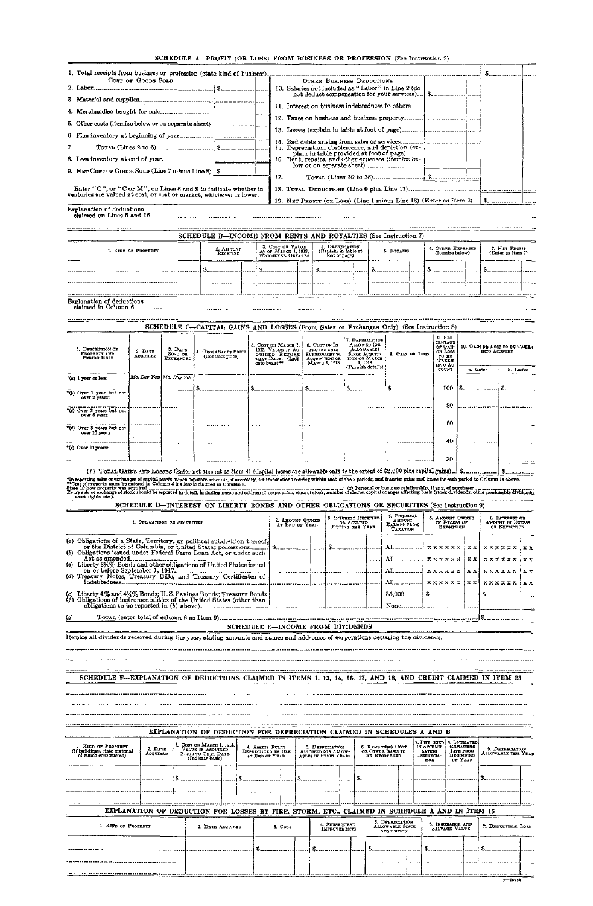## SCHEDULE A—PROFIT (OR LOSS) FROM BUSINESS OR PROFESSION (See Instruction 2)

1. Total receipts from business or profession (state kind of business) .......... $

| COST OF GOODS SOLD | | OTHER BUSINESS DEDUCTIONS | |
|---|---|---|---|
| 2. Labor | $ | 10. Salaries not included as "Labor" in Line 2 (do not deduct compensation for your services) | $ |
| 3. Material and supplies | | 11. Interest on business indebtedness to others | |
| 4. Merchandise bought for sale | | 12. Taxes on business and business property | |
| 5. Other costs (itemize below or on separate sheet) | | 13. Losses (explain in table at foot of page) | |
| 6. Plus inventory at beginning of year | | 14. Bad debts arising from sales or services | |
| 7. TOTAL (Lines 2 to 6) | $ | 15. Depreciation, obsolescence, and depletion (explain in table provided at foot of page) | |
| 8. Less inventory at end of year | | 16. Rent, repairs, and other expenses (itemize below or on separate sheet) | |
| 9. NET COST OF GOODS SOLD (Line 7 minus Line 8) | $ | 17. TOTAL (Lines 10 to 16) | $ |
| Enter "C", or "C or M", on Lines 6 and 8 to indicate whether inventories are valued at cost, or cost or market, whichever is lower. | | 18. TOTAL DEDUCTIONS (Line 9 plus Line 17) | |
| | | 19. NET PROFIT (OR LOSS) (Line 1 minus Line 18) (Enter as Item 2) | $ |

Explanation of deductions claimed on Lines 5 and 16 ..........

## SCHEDULE B—INCOME FROM RENTS AND ROYALTIES (See Instruction 7)

| 1. KIND OF PROPERTY | 2. AMOUNT RECEIVED | 3. COST OR VALUE AS OF MARCH 1, 1913, WHICHEVER GREATER | 4. DEPRECIATION (Explain in table at foot of page) | 5. REPAIRS | 6. OTHER EXPENSES (Itemize below) | 7. NET PROFIT (Enter as Item 7) |
|---|---|---|---|---|---|---|
| | $ | $ | $ | $ | $ | $ |
| | | | | | | |

Explanation of deductions claimed in Column 6 ..........

## SCHEDULE C—CAPITAL GAINS AND LOSSES (From Sales or Exchanges Only) (See Instruction 8)

| 1. DESCRIPTION OF PROPERTY AND PERIOD HELD | 2. DATE ACQUIRED | 3. DATE SOLD OR EXCHANGED | 4. GROSS SALES PRICE (Contract price) | 5. COST OR MARCH 1, 1913, VALUE IF ACQUIRED BEFORE THAT DATE, (Indicate basis)** | 6. COST OF IMPROVEMENTS SUBSEQUENT TO ACQUISITION OR MARCH 1, 1913 | 7. DEPRECIATION ALLOWED (OR ALLOWABLE) SINCE ACQUISITION OR MARCH 1, 1913 (Furnish details) | 8. GAIN OR LOSS | 9. PERCENTAGE OF GAIN OR LOSS TO BE TAKEN INTO ACCOUNT | 10. GAIN OR LOSS TO BE TAKEN INTO ACCOUNT a. Gains | b. Losses |
|---|---|---|---|---|---|---|---|---|---|---|
| *(a) 1 year or less: | Mo. Day Year | Mo. Day Year | $ | $ | $ | $ | $ | 100 | $ | $ |
| *(b) Over 1 year but not over 2 years: | | | | | | | | 80 | | |
| *(c) Over 2 years but not over 5 years: | | | | | | | | 60 | | |
| *(d) Over 5 years but not over 10 years: | | | | | | | | 40 | | |
| *(e) Over 10 years: | | | | | | | | 30 | | |
| (f) TOTAL GAINS AND LOSSES (Enter net amount as Item 8) (Capital losses are allowable only to the extent of $2,000 plus capital gains) | | | | | | | | | $ | $ |

*In reporting sales or exchanges of capital assets attach separate schedule, if necessary, for transactions coming within each of the 5 periods, and transfer gains and losses for each period to Column 10 above.
**Cost of property must be entered in Column 5 if a loss is claimed in Column 8.
State (1) how property was acquired .......... ; (2) Personal or business relationship, if any, of purchaser ..........
Every sale or exchange of stock should be reported in detail, including name and address of corporation, class of stock, number of shares, capital changes affecting basis (stock dividends, other nontaxable dividends, stock rights, etc.).

## SCHEDULE D—INTEREST ON LIBERTY BONDS AND OTHER OBLIGATIONS OR SECURITIES (See Instruction 9)

| 1. OBLIGATIONS OR SECURITIES | 2. AMOUNT OWNED AT END OF YEAR | 3. INTEREST RECEIVED OR ACCRUED DURING THE YEAR | 4. PRINCIPAL AMOUNT EXEMPT FROM TAXATION | 5. AMOUNT OWNED IN EXCESS OF EXEMPTION | 6. INTEREST ON AMOUNT IN EXCESS OF EXEMPTION |
|---|---|---|---|---|---|
| (a) Obligations of a State, Territory, or political subdivision thereof, or the District of Columbia, or United States possessions | $ | $ | All | xxxxxx xx | xxxxxx xx |
| (b) Obligations issued under Federal Farm Loan Act, or under such Act as amended | | | All | xxxxxx xx | xxxxxx xx |
| (c) Liberty 3½% Bonds and other obligations of United States issued on or before September 1, 1917 | | | All | xxxxxx xx | xxxxxx xx |
| (d) Treasury Notes, Treasury Bills, and Treasury Certificates of Indebtedness | | | All | xxxxxx xx | xxxxxx xx |
| (e) Liberty 4% and 4¼% Bonds; U.S. Savings Bonds; Treasury Bonds | | | $5,000 | $ | $ |
| (f) Obligations of instrumentalities of the United States (other than obligations to be reported in (b) above) | | | None | | |
| (g) TOTAL (enter total of column 6 as Item 9) | | | | | $ |

## SCHEDULE E—INCOME FROM DIVIDENDS

Itemize all dividends received during the year, stating amounts and names and addresses of corporations declaring the dividends:

## SCHEDULE F—EXPLANATION OF DEDUCTIONS CLAIMED IN ITEMS 1, 13, 14, 16, 17, AND 18, AND CREDIT CLAIMED IN ITEM 23

## EXPLANATION OF DEDUCTION FOR DEPRECIATION CLAIMED IN SCHEDULES A AND B

| 1. KIND OF PROPERTY (If buildings, state material of which constructed) | 2. DATE ACQUIRED | 3. COST OR MARCH 1, 1913, VALUE IF ACQUIRED PRIOR TO THAT DATE (Indicate basis) | 4. ASSETS FULLY DEPRECIATED IN USE AT END OF YEAR | 5. DEPRECIATION ALLOWED (OR ALLOWABLE) IN PRIOR YEARS | 6. REMAINING COST OR OTHER BASIS TO BE RECOVERED | 7. LIFE USED IN ACCUMULATING DEPRECIATION | 8. ESTIMATED REMAINING LIFE FROM BEGINNING OF YEAR | 9. DEPRECIATION ALLOWABLE THIS YEAR |
|---|---|---|---|---|---|---|---|---|
| | | $ | $ | $ | $ | | | $ |
| | | | | | | | | |

## EXPLANATION OF DEDUCTION FOR LOSSES BY FIRE, STORM, ETC., CLAIMED IN SCHEDULE A AND IN ITEM 15

| 1. KIND OF PROPERTY | 2. DATE ACQUIRED | 3. COST | 4. SUBSEQUENT IMPROVEMENTS | 5. DEPRECIATION ALLOWABLE SINCE ACQUISITION | 6. INSURANCE AND SALVAGE VALUE | 7. DEDUCTIBLE LOSS |
|---|---|---|---|---|---|---|
| | | $ | $ | $ | $ | $ |
| | | | | | | |

2—10924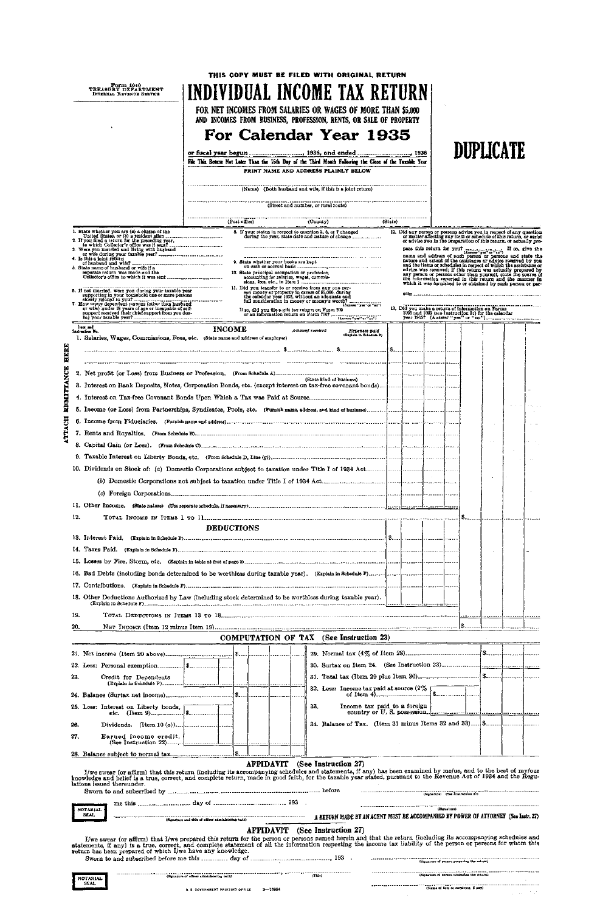THIS COPY MUST BE FILED WITH ORIGINAL RETURN

Form 1040
TREASURY DEPARTMENT
INTERNAL REVENUE SERVICE

# INDIVIDUAL INCOME TAX RETURN

FOR NET INCOMES FROM SALARIES OR WAGES OF MORE THAN $5,000 AND INCOMES FROM BUSINESS, PROFESSION, RENTS, OR SALE OF PROPERTY

## For Calendar Year 1935

or fiscal year begun ..................., 1935, and ended ..................., 1936

File This Return Not Later Than the 15th Day of the Third Month Following the Close of the Taxable Year

PRINT NAME AND ADDRESS PLAINLY BELOW

# DUPLICATE

(Name) (Both husband and wife, if this is a joint return)

(Street and number, or rural route)

(Post office) (County) (State)

1. State whether you are (a) a citizen of the United States, or (b) a resident alien
2. If you filed a return for the preceding year, to which Collector's office was it sent?
3. Were you married and living with husband or wife during your taxable year?
4. Is this a joint return of husband and wife?
5. State name of husband or wife if a separate return was made and the Collector's office to which it was sent
6. If not married, were you during your taxable year supporting in your household one or more persons closely related to you?
7. How many dependent persons (other than husband or wife) under 18 years of age or incapable of self-support received their chief support from you during your taxable year?
8. If your status in respect to question 3, 6, or 7 changed during the year, state date and nature of change
9. State whether your books are kept on cash or accrual basis
10. State principal occupation or profession accounting for salaries, wages, commissions, fees, etc., in Item 1
11. Did you transfer to or receive from any one person money or property in excess of $5,000, during the calendar year 1935, without an adequate and full consideration in money or money's worth? (Answer "yes" or "no")

    If so, did you file a gift tax return on Form 709 or an information return on Form 710? (Answer "yes" or "no")
12. Did any person or persons advise you in respect of any question or matter affecting any item or schedule of this return, or assist or advise you in the preparation of this return, or actually prepare this return for you? (Answer "yes" or "no") If so, give the name and address of such person or persons and state the nature and extent of the assistance or advice received by you and the items or schedules in respect of which the assistance or advice was received; if this return was actually prepared by any person or persons other than yourself, state the source of the information reported in this return and the manner in which it was furnished to or obtained by such person or persons
13. Did you make a return of information on Forms 1096 and 1099 (see Instruction 31) for the calendar year 1935? (Answer "yes" or "no")

ATTACH REMITTANCE HERE

### INCOME

| Item and Instruction No. | | Amount received | Expenses paid (Explain in Schedule F) | | |
|---|---|---|---|---|---|
| 1. | Salaries, Wages, Commissions, Fees, etc. (State name and address of employer) | $ | $ | $ | |
| 2. | Net profit (or Loss) from Business or Profession. (From Schedule A) (State kind of business) | | | | |
| 3. | Interest on Bank Deposits, Notes, Corporation Bonds, etc. (except interest on tax-free covenant bonds) | | | | |
| 4. | Interest on Tax-free Covenant Bonds Upon Which a Tax was Paid at Source | | | | |
| 5. | Income (or Loss) from Partnerships, Syndicates, Pools, etc. (Furnish name, address, and kind of business) | | | | |
| 6. | Income from Fiduciaries. (Furnish name and address) | | | | |
| 7. | Rents and Royalties. (From Schedule B) | | | | |
| 8. | Capital Gain (or Loss). (From Schedule C) | | | | |
| 9. | Taxable Interest on Liberty Bonds, etc. (From Schedule D, Line (g)) | | | | |
| 10. | Dividends on Stock of: (a) Domestic Corporations subject to taxation under Title I of 1934 Act | | | | |
| | (b) Domestic Corporations not subject to taxation under Title I of 1934 Act | | | | |
| | (c) Foreign Corporations | | | | |
| 11. | Other Income. (State nature) (Use separate schedule, if necessary) | | | | |
| 12. | TOTAL INCOME IN ITEMS 1 TO 11 | | | | $ |

### DEDUCTIONS

| | | | |
|---|---|---|---|
| 13. | Interest Paid. (Explain in Schedule F) | $ | |
| 14. | Taxes Paid. (Explain in Schedule F) | | |
| 15. | Losses by Fire, Storm, etc. (Explain in table at foot of page 2) | | |
| 16. | Bad Debts (including bonds determined to be worthless during taxable year). (Explain in Schedule F) | | |
| 17. | Contributions. (Explain in Schedule F) | | |
| 18. | Other Deductions Authorized by Law (including stock determined to be worthless during taxable year). (Explain in Schedule F) | | |
| 19. | TOTAL DEDUCTIONS IN ITEMS 13 TO 18 | | |
| 20. | NET INCOME (Item 12 minus Item 19) | | $ |

### COMPUTATION OF TAX (See Instruction 23)

| | | | | | |
|---|---|---|---|---|---|
| 21. Net income (Item 20 above) | | $ | 29. Normal tax (4% of Item 28) | | $ |
| 22. Less: Personal exemption | $ | | 30. Surtax on Item 24. (See Instruction 23) | | |
| 23. Credit for Dependents (Explain in Schedule F) | | | 31. Total tax (Item 29 plus Item 30) | | $ |
| 24. Balance (Surtax net income) | | $ | 32. Less: Income tax paid at source (2% of Item 4) | $ | |
| 25. Less: Interest on Liberty bonds, etc. (Item 9) | $ | | 33. Income tax paid to a foreign country or U. S. possession | | |
| 26. Dividends. (Item 10 (a)) | | | 34. Balance of Tax. (Item 31 minus Items 32 and 33) | | $ |
| 27. Earned income credit. (See Instruction 22) | | | | | |
| 28. Balance subject to normal tax | | $ | | | |

### AFFIDAVIT (See Instruction 27)

I/we swear (or affirm) that this return (including its accompanying schedules and statements, if any) has been examined by me/us, and to the best of my/our knowledge and belief is a true, correct, and complete return, made in good faith, for the taxable year stated, pursuant to the Revenue Act of 1934 and the Regulations issued thereunder.

Sworn to and subscribed by .............................................. before .............................................. (Signature) (See Instruction 27)

me this .............. day of .............................., 193 .

NOTARIAL SEAL

(Signature and title of officer administering oath) .............................................. (Signature)

**A RETURN MADE BY AN AGENT MUST BE ACCOMPANIED BY POWER OF ATTORNEY (See Instr. 27)**

### AFFIDAVIT (See Instruction 27)

I/we swear (or affirm) that I/we prepared this return for the person or persons named herein and that the return (including its accompanying schedules and statements, if any) is a true, correct, and complete statement of all the information respecting the income tax liability of the person or persons for whom this return has been prepared of which I/we have any knowledge.

Sworn to and subscribed before me this .............. day of .............................., 193 . .............................................. (Signature of person preparing the return)

NOTARIAL SEAL

(Signature of officer administering oath) (Title) .............................................. (Signature of person preparing the return)

(Name of firm or employer, if any)

U. S. GOVERNMENT PRINTING OFFICE 3—16654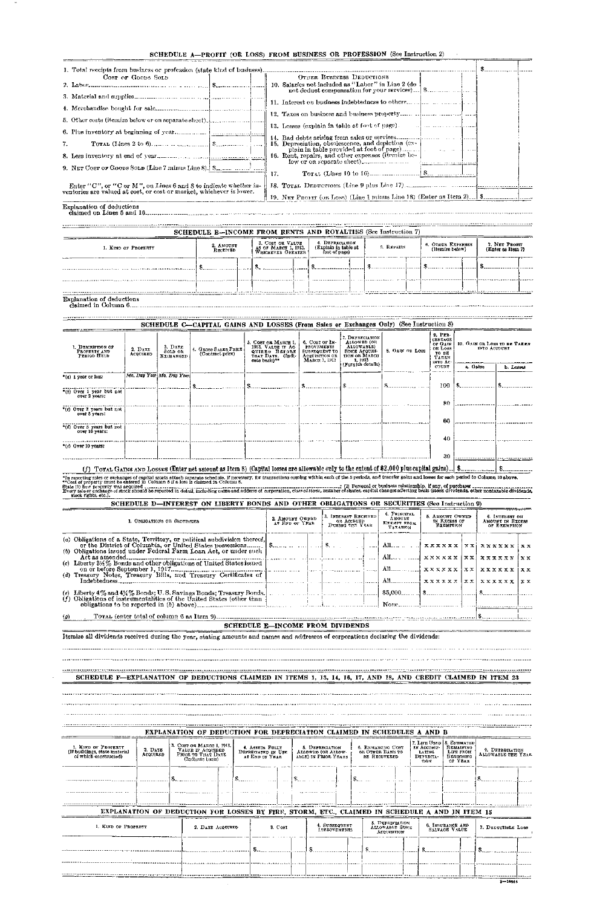## SCHEDULE A—PROFIT (OR LOSS) FROM BUSINESS OR PROFESSION (See Instruction 2)

1. Total receipts from business or profession (state kind of business) .......... $

| COST OF GOODS SOLD | | OTHER BUSINESS DEDUCTIONS | |
|---|---|---|---|
| 2. Labor | $ | 10. Salaries not included as "Labor" in Line 2 (do not deduct compensation for your services) | $ |
| 3. Material and supplies | | 11. Interest on business indebtedness to others | |
| 4. Merchandise bought for sale | | 12. Taxes on business and business property | |
| 5. Other costs (itemize below or on separate sheet) | | 13. Losses (explain in table at foot of page) | |
| 6. Plus inventory at beginning of year | | 14. Bad debts arising from sales or services | |
| 7. TOTAL (Lines 2 to 6) | $ | 15. Depreciation, obsolescence, and depletion (explain in table provided at foot of page) | |
| 8. Less inventory at end of year | | 16. Rent, repairs, and other expenses (itemize below or on separate sheet) | |
| 9. NET COST OF GOODS SOLD (Line 7 minus Line 8) | $ | 17. TOTAL (Lines 10 to 16) | $ |
| Enter "C", or "C or M", on Lines 6 and 8 to indicate whether inventories are valued at cost, or cost or market, whichever is lower. | | 18. TOTAL DEDUCTIONS (Line 9 plus Line 17) | |
| | | 19. NET PROFIT (OR LOSS) (Line 1 minus Line 18) (Enter as Item 2) | $ |

Explanation of deductions claimed on Lines 5 and 16..........

## SCHEDULE B—INCOME FROM RENTS AND ROYALTIES (See Instruction 7)

| 1. KIND OF PROPERTY | 2. AMOUNT RECEIVED | 3. COST OR VALUE AS OF MARCH 1, 1913, WHICHEVER GREATER | 4. DEPRECIATION (Explain in table at foot of page) | 5. REPAIRS | 6. OTHER EXPENSES (Itemize below) | 7. NET PROFIT (Enter as Item 7) |
|---|---|---|---|---|---|---|
| | $ | $ | $ | $ | $ | $ |
| | | | | | | |

Explanation of deductions claimed in Column 6..........

## SCHEDULE C—CAPITAL GAINS AND LOSSES (From Sales or Exchanges Only) (See Instruction 8)

| 1. DESCRIPTION OF PROPERTY AND PERIOD HELD | 2. DATE ACQUIRED | 3. DATE SOLD OR EXCHANGED | 4. GROSS SALES PRICE (Contract price) | 5. COST OR MARCH 1, 1913, VALUE IF ACQUIRED BEFORE THAT DATE. (Indicate basis)** | 6. COST OF IMPROVEMENTS SUBSEQUENT TO ACQUISITION OR MARCH 1, 1913 | 7. DEPRECIATION ALLOWED (OR ALLOWABLE) SINCE ACQUISITION OR MARCH 1, 1913 (Furnish details) | 8. GAIN OR LOSS | 9. PERCENTAGE OF GAIN OR LOSS TO BE TAKEN INTO ACCOUNT | 10. GAIN OR LOSS TO BE TAKEN INTO ACCOUNT | |
|---|---|---|---|---|---|---|---|---|---|---|
| | | | | | | | | | a. Gains | b. Losses |
| *(a) 1 year or less: | Mo. Day Year | Mo. Day Year | $ | $ | $ | $ | $ | 100 | $ | $ |
| *(b) Over 1 year but not over 2 years: | | | | | | | | 80 | | |
| *(c) Over 2 years but not over 5 years: | | | | | | | | 60 | | |
| *(d) Over 5 years but not over 10 years: | | | | | | | | 40 | | |
| *(e) Over 10 years: | | | | | | | | 30 | | |
| (f) TOTAL GAINS AND LOSSES (Enter net amount as Item 8) (Capital losses are allowable only to the extent of $2,000 plus capital gains) | | | | | | | | | $ | $ |

*In reporting sales or exchanges of capital assets attach separate schedule, if necessary, for transactions coming within each of the 5 periods, and transfer gains and losses for each period to Column 10 above.
**Cost of property must be entered in Column 5 if a loss is claimed in Column 8.
State (1) how property was acquired ..........; (2) Personal or business relationship, if any, of purchaser ..........
Every sale or exchange of stock should be reported in detail, including name and address of corporation, class of stock, number of shares, capital changes affecting basis (stock dividends, other nontaxable dividends, stock rights, etc.).

## SCHEDULE D—INTEREST ON LIBERTY BONDS AND OTHER OBLIGATIONS OR SECURITIES (See Instruction 9)

| 1. OBLIGATIONS OR SECURITIES | 2. AMOUNT OWNED AT END OF YEAR | 3. INTEREST RECEIVED OR ACCRUED DURING THE YEAR | 4. PRINCIPAL AMOUNT EXEMPT FROM TAXATION | 5. AMOUNT OWNED IN EXCESS OF EXEMPTION | 6. INTEREST ON AMOUNT IN EXCESS OF EXEMPTION |
|---|---|---|---|---|---|
| (a) Obligations of a State, Territory, or political subdivision thereof, or the District of Columbia, or United States possessions | $ | $ | All | xxxxxx xx | xxxxxx xx |
| (b) Obligations issued under Federal Farm Loan Act, or under such Act as amended | | | All | xxxxxx xx | xxxxxx xx |
| (c) Liberty 3½% Bonds and other obligations of United States issued on or before September 1, 1917 | | | All | xxxxxx xx | xxxxxx xx |
| (d) Treasury Notes, Treasury Bills, and Treasury Certificates of Indebtedness | | | All | xxxxxx xx | xxxxxx xx |
| (e) Liberty 4% and 4¼% Bonds; U. S. Savings Bonds; Treasury Bonds | | | $5,000 | $ | $ |
| (f) Obligations of instrumentalities of the United States (other than obligations to be reported in (b) above) | | | None | | |
| (g) TOTAL (enter total of column 6 as Item 9) | | | | | $ |

## SCHEDULE E—INCOME FROM DIVIDENDS

Itemize all dividends received during the year, stating amounts and names and addresses of corporations declaring the dividends:

## SCHEDULE F—EXPLANATION OF DEDUCTIONS CLAIMED IN ITEMS 1, 13, 14, 16, 17, AND 18, AND CREDIT CLAIMED IN ITEM 23

## EXPLANATION OF DEDUCTION FOR DEPRECIATION CLAIMED IN SCHEDULES A AND B

| 1. KIND OF PROPERTY (If buildings, state material of which constructed) | 2. DATE ACQUIRED | 3. COST OR MARCH 1, 1913, VALUE IF ACQUIRED PRIOR TO THAT DATE (Indicate basis) | 4. ASSETS FULLY DEPRECIATED IN USE AT END OF YEAR | 5. DEPRECIATION ALLOWED (OR ALLOWABLE) IN PRIOR YEARS | 6. REMAINING COST OR OTHER BASIS TO BE RECOVERED | 7. LIFE USED IN ACCUMULATING DEPRECIATION | 8. ESTIMATED REMAINING LIFE FROM BEGINNING OF YEAR | 9. DEPRECIATION ALLOWABLE THIS YEAR |
|---|---|---|---|---|---|---|---|---|
| | | $ | $ | $ | $ | | | $ |
| | | | | | | | | |

## EXPLANATION OF DEDUCTION FOR LOSSES BY FIRE, STORM, ETC., CLAIMED IN SCHEDULE A AND IN ITEM 15

| 1. KIND OF PROPERTY | 2. DATE ACQUIRED | 3. COST | 4. SUBSEQUENT IMPROVEMENTS | 5. DEPRECIATION ALLOWABLE SINCE ACQUISITION | 6. INSURANCE AND SALVAGE VALUE | 7. DEDUCTIBLE LOSS |
|---|---|---|---|---|---|---|
| | | $ | $ | $ | $ | $ |
| | | | | | | |

8—10064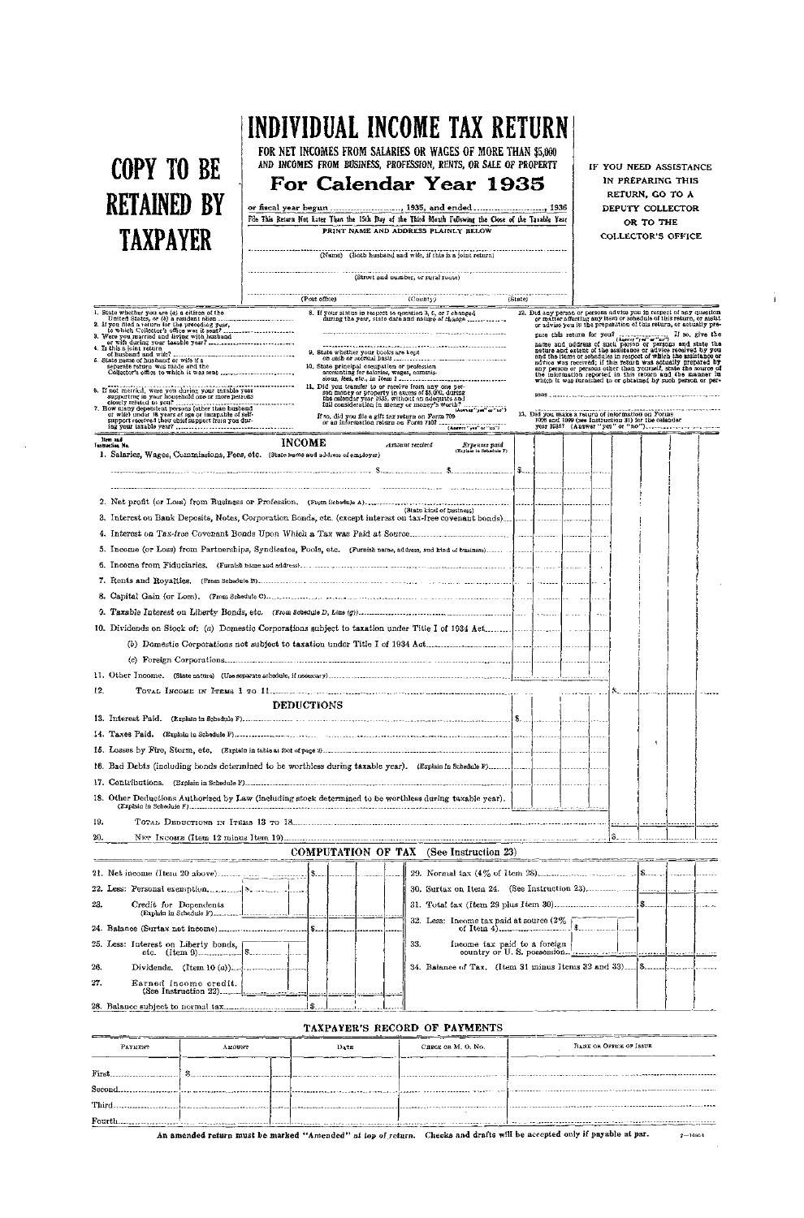# COPY TO BE RETAINED BY TAXPAYER

# INDIVIDUAL INCOME TAX RETURN

## FOR NET INCOMES FROM SALARIES OR WAGES OF MORE THAN $5,000 AND INCOMES FROM BUSINESS, PROFESSION, RENTS, OR SALE OF PROPERTY

## For Calendar Year 1935

or fiscal year begun ................, 1935, and ended ................, 1936

File This Return Not Later Than the 15th Day of the Third Month Following the Close of the Taxable Year

PRINT NAME AND ADDRESS PLAINLY BELOW

............................................................
(Name) (Both husband and wife, if this is a joint return)

............................................................
(Street and number, or rural route)

............................................................
(Post office) (County) (State)

IF YOU NEED ASSISTANCE IN PREPARING THIS RETURN, GO TO A DEPUTY COLLECTOR OR TO THE COLLECTOR'S OFFICE

1. State whether you are (a) a citizen of the United States, or (b) a resident alien ................
2. If you filed a return for the preceding year, to which Collector's office was it sent? ................
3. Were you married and living with husband or wife during your taxable year? ................
4. Is this a joint return of husband and wife? ................
5. State name of husband or wife if a separate return was made and the Collector's office to which it was sent ................
6. If not married, were you during your taxable year supporting in your household one or more persons closely related to you? ................
7. How many dependent persons (other than husband or wife) under 18 years of age or incapable of self-support received their chief support from you during your taxable year? ................

8. If your status in respect to question 3, 6, or 7 changed during the year, state date and nature of change ................
9. State whether your books are kept on cash or accrual basis ................
10. State principal occupation or profession accounting for salaries, wages, commissions, fees, etc., in Item 1 ................
11. Did you transfer to or receive from any one person money or property in excess of $5,000, during the calendar year 1935, without an adequate and full consideration in money or money's worth? ................ (Answer "yes" or "no")
If so, did you file a gift tax return on Form 709 or an information return on Form 710? ................ (Answer "yes" or "no")

12. Did any person or persons advise you in respect of any question or matter affecting any item or schedule of this return, or assist or advise you in the preparation of this return, or actually prepare this return for you? ................ (Answer "yes" or "no") If so, give the name and address of such person or persons and state the nature and extent of the assistance or advice received by you and the items or schedules in respect of which the assistance or advice was received; if this return was actually prepared by any person or persons other than yourself, state the source of the information reported in this return and the manner in which it was furnished to or obtained by such person or persons ................
13. Did you make a return of information on Forms 1096 and 1099 (see Instruction 31) for the calendar year 1935? (Answer "yes" or "no") ................

| Item and Instruction No. | INCOME | Amount received | Expenses paid (Explain in Schedule F) | | |
|---|---|---|---|---|---|
| 1. | Salaries, Wages, Commissions, Fees, etc. (State name and address of employer) | $ | $ | $ | |
| 2. | Net profit (or Loss) from Business or Profession. (From Schedule A) ......... (State kind of business) | | | | |
| 3. | Interest on Bank Deposits, Notes, Corporation Bonds, etc. (except interest on tax-free covenant bonds) | | | | |
| 4. | Interest on Tax-free Covenant Bonds Upon Which a Tax was Paid at Source | | | | |
| 5. | Income (or Loss) from Partnerships, Syndicates, Pools, etc. (Furnish name, address, and kind of business) | | | | |
| 6. | Income from Fiduciaries. (Furnish name and address) | | | | |
| 7. | Rents and Royalties. (From Schedule B) | | | | |
| 8. | Capital Gain (or Loss). (From Schedule C) | | | | |
| 9. | Taxable Interest on Liberty Bonds, etc. (From Schedule D, Line (g)) | | | | |
| 10. | Dividends on Stock of: (a) Domestic Corporations subject to taxation under Title I of 1934 Act | | | | |
| | (b) Domestic Corporations not subject to taxation under Title I of 1934 Act | | | | |
| | (c) Foreign Corporations | | | | |
| 11. | Other Income. (State nature) (Use separate schedule, if necessary) | | | | |
| 12. | TOTAL INCOME IN ITEMS 1 TO 11 | | | | $ |

| | DEDUCTIONS | | |
|---|---|---|---|
| 13. | Interest Paid. (Explain in Schedule F) | $ | |
| 14. | Taxes Paid. (Explain in Schedule F) | | |
| 15. | Losses by Fire, Storm, etc. (Explain in table at foot of page 3) | | |
| 16. | Bad Debts (including bonds determined to be worthless during taxable year). (Explain in Schedule F) | | |
| 17. | Contributions. (Explain in Schedule F) | | |
| 18. | Other Deductions Authorized by Law (including stock determined to be worthless during taxable year). (Explain in Schedule F) | | |
| 19. | TOTAL DEDUCTIONS IN ITEMS 13 TO 18 | | |
| 20. | NET INCOME (Item 12 minus Item 19) | | $ |

## COMPUTATION OF TAX (See Instruction 23)

| | | | | | | |
|---|---|---|---|---|---|---|
| 21. | Net income (Item 20 above) | | $ | 29. | Normal tax (4% of Item 28) | $ |
| 22. | Less: Personal exemption | $ | | 30. | Surtax on Item 24. (See Instruction 23) | |
| 23. | Credit for Dependents (Explain in Schedule F) | | | 31. | Total tax (Item 29 plus Item 30) | $ |
| 24. | Balance (Surtax net income) | | $ | 32. | Less: Income tax paid at source (2% of Item 4) | $ |
| 25. | Less: Interest on Liberty bonds, etc. (Item 9) | $ | | 33. | Income tax paid to a foreign country or U. S. possession | |
| 26. | Dividends. (Item 10 (a)) | | | 34. | Balance of Tax. (Item 31 minus Items 32 and 33) | $ |
| 27. | Earned income credit. (See Instruction 22) | | | | | |
| 28. | Balance subject to normal tax | | $ | | | |

## TAXPAYER'S RECORD OF PAYMENTS

| PAYMENT | AMOUNT | DATE | CHECK OR M. O. No. | BANK OR OFFICE OF ISSUE |
|---|---|---|---|---|
| First | $ | | | |
| Second | | | | |
| Third | | | | |
| Fourth | | | | |

**An amended return must be marked "Amended" at top of return. Checks and drafts will be accepted only if payable at par.**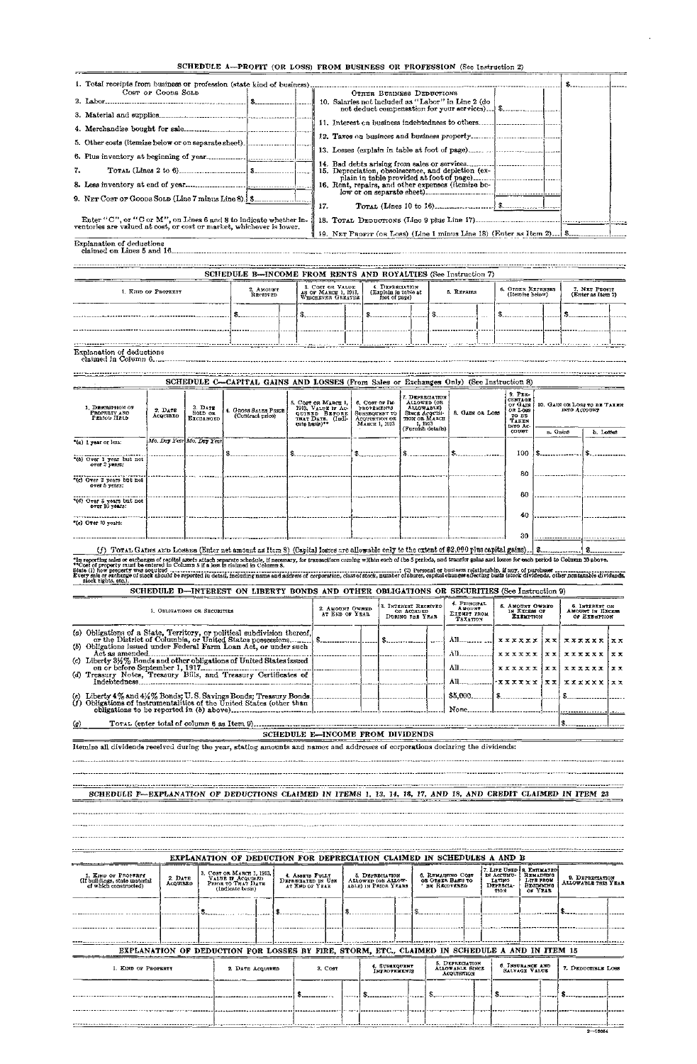## SCHEDULE A—PROFIT (OR LOSS) FROM BUSINESS OR PROFESSION (See Instruction 2)

| | | | | |
|---|---|---|---|---|
| 1. Total receipts from business or profession (state kind of business) | | | | $ |
| COST OF GOODS SOLD | | OTHER BUSINESS DEDUCTIONS | | |
| 2. Labor | $ | 10. Salaries not included as "Labor" in Line 2 (do not deduct compensation for your services) | $ | |
| 3. Material and supplies | | 11. Interest on business indebtedness to others | | |
| 4. Merchandise bought for sale | | 12. Taxes on business and business property | | |
| 5. Other costs (itemize below or on separate sheet) | | 13. Losses (explain in table at foot of page) | | |
| 6. Plus inventory at beginning of year | | 14. Bad debts arising from sales or services | | |
| 7. TOTAL (Lines 2 to 6) | $ | 15. Depreciation, obsolescence, and depletion (explain in table provided at foot of page) | | |
| 8. Less inventory at end of year | | 16. Rent, repairs, and other expenses (itemize below or on separate sheet) | | |
| 9. NET COST OF GOODS SOLD (Line 7 minus Line 8) | $ | 17. TOTAL (Lines 10 to 16) | $ | |
| Enter "C", or "C or M", on Lines 6 and 8 to indicate whether inventories are valued at cost, or cost or market, whichever is lower. | | 18. TOTAL DEDUCTIONS (Line 9 plus Line 17) | | |
| | | 19. NET PROFIT (OR LOSS) (Line 1 minus Line 18) (Enter as Item 2) | | $ |

Explanation of deductions claimed on Lines 5 and 16

## SCHEDULE B—INCOME FROM RENTS AND ROYALTIES (See Instruction 7)

| 1. KIND OF PROPERTY | 2. AMOUNT RECEIVED | 3. COST OR VALUE AS OF MARCH 1, 1913, WHICHEVER GREATER | 4. DEPRECIATION (Explain in table at foot of page) | 5. REPAIRS | 6. OTHER EXPENSES (Itemize below) | 7. NET PROFIT (Enter as Item 7) |
|---|---|---|---|---|---|---|
| | $ | $ | $ | $ | $ | $ |
| | | | | | | |

Explanation of deductions claimed in Column 6

## SCHEDULE C—CAPITAL GAINS AND LOSSES (From Sales or Exchanges Only) (See Instruction 8)

| 1. DESCRIPTION OF PROPERTY AND PERIOD HELD | 2. DATE ACQUIRED | 3. DATE SOLD OR EXCHANGED | 4. GROSS SALES PRICE (Contract price) | 5. COST OR MARCH 1, 1913, VALUE IF ACQUIRED BEFORE THAT DATE (Indicate basis)** | 6. COST OF IMPROVEMENTS SUBSEQUENT TO ACQUISITION OR MARCH 1, 1913 | 7. DEPRECIATION ALLOWED (OR ALLOWABLE) SINCE ACQUISITION OR MARCH 1, 1913 (Furnish details) | 8. GAIN OR LOSS | 9. PERCENTAGE OF GAIN OR LOSS TO BE TAKEN INTO ACCOUNT | 10. GAIN OR LOSS TO BE TAKEN INTO ACCOUNT a. Gains | b. Losses |
|---|---|---|---|---|---|---|---|---|---|---|
| *(a) 1 year or less: | Mo. Day Year | Mo. Day Year | $ | $ | $ | $ | $ | 100 | $ | $ |
| *(b) Over 1 year but not over 2 years: | | | | | | | | 80 | | |
| *(c) Over 2 years but not over 5 years: | | | | | | | | 60 | | |
| *(d) Over 5 years but not over 10 years: | | | | | | | | 40 | | |
| *(e) Over 10 years: | | | | | | | | 30 | | |
| (f) TOTAL GAINS AND LOSSES (Enter net amount as Item 8) (Capital losses are allowable only to the extent of $2,000 plus capital gains) | | | | | | | | | $ | $ |

*In reporting sales or exchanges of capital assets attach separate schedule, if necessary, for transactions coming within each of the 5 periods, and transfer gains and losses for each period to Column 10 above.
**Cost of property must be entered in Column 5 if a loss is claimed in Column 8.
State (1) how property was acquired ; (2) Personal or business relationship, if any, of purchaser
Every sale or exchange of stock should be reported in detail, including name and address of corporation, class of stock, number of shares, capital changes affecting basis (stock dividends, other nontaxable dividends, stock rights, etc.).

## SCHEDULE D—INTEREST ON LIBERTY BONDS AND OTHER OBLIGATIONS OR SECURITIES (See Instruction 9)

| 1. OBLIGATIONS OR SECURITIES | 2. AMOUNT OWNED AT END OF YEAR | 3. INTEREST RECEIVED OR ACCRUED DURING THE YEAR | 4. PRINCIPAL AMOUNT EXEMPT FROM TAXATION | 5. AMOUNT OWNED IN EXCESS OF EXEMPTION | 6. INTEREST ON AMOUNT IN EXCESS OF EXEMPTION |
|---|---|---|---|---|---|
| (a) Obligations of a State, Territory, or political subdivision thereof, or the District of Columbia, or United States possessions | $ | $ | All | xxxxxx xx | xxxxxx xx |
| (b) Obligations issued under Federal Farm Loan Act, or under such Act as amended | | | All | xxxxxx xx | xxxxxx xx |
| (c) Liberty 3½% Bonds and other obligations of United States issued on or before September 1, 1917 | | | All | xxxxxx xx | xxxxxx xx |
| (d) Treasury Notes, Treasury Bills, and Treasury Certificates of Indebtedness | | | All | xxxxxx xx | xxxxxx xx |
| (e) Liberty 4% and 4¼% Bonds; U. S. Savings Bonds; Treasury Bonds | | | $5,000 | $ | $ |
| (f) Obligations of instrumentalities of the United States (other than obligations to be reported in (b) above) | | | None | | |
| (g) TOTAL (enter total of column 6 as Item 9) | | | | | $ |

## SCHEDULE E—INCOME FROM DIVIDENDS

Itemize all dividends received during the year, stating amounts and names and addresses of corporations declaring the dividends:

## SCHEDULE F—EXPLANATION OF DEDUCTIONS CLAIMED IN ITEMS 1, 13, 14, 16, 17, AND 18, AND CREDIT CLAIMED IN ITEM 23

## EXPLANATION OF DEDUCTION FOR DEPRECIATION CLAIMED IN SCHEDULES A AND B

| 1. KIND OF PROPERTY (If buildings, state material of which constructed) | 2. DATE ACQUIRED | 3. COST OR MARCH 1, 1913, VALUE IF ACQUIRED PRIOR TO THAT DATE (Indicate basis) | 4. ASSETS FULLY DEPRECIATED IN USE AT END OF YEAR | 5. DEPRECIATION ALLOWED (OR ALLOWABLE) IN PRIOR YEARS | 6. REMAINING COST OR OTHER BASIS TO BE RECOVERED | 7. LIFE USED IN ACCUMULATING DEPRECIATION | 8. ESTIMATED REMAINING LIFE FROM BEGINNING OF YEAR | 9. DEPRECIATION ALLOWABLE THIS YEAR |
|---|---|---|---|---|---|---|---|---|
| | | $ | $ | $ | $ | | | $ |
| | | | | | | | | |

## EXPLANATION OF DEDUCTION FOR LOSSES BY FIRE, STORM, ETC., CLAIMED IN SCHEDULE A AND IN ITEM 15

| 1. KIND OF PROPERTY | 2. DATE ACQUIRED | 3. COST | 4. SUBSEQUENT IMPROVEMENTS | 5. DEPRECIATION ALLOWABLE SINCE ACQUISITION | 6. INSURANCE AND SALVAGE VALUE | 7. DEDUCTIBLE LOSS |
|---|---|---|---|---|---|---|
| | | $ | $ | $ | $ | $ |
| | | | | | | |

2—10054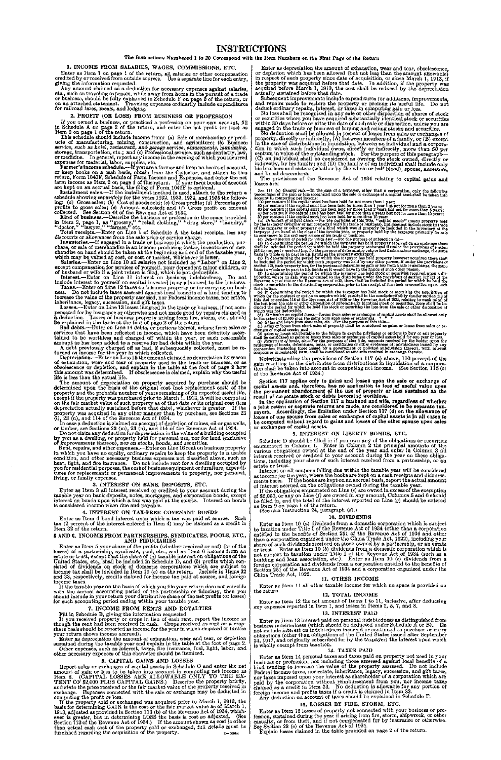# INSTRUCTIONS

**The Instructions Numbered 1 to 20 Correspond with the Item Numbers on the First Page of the Return**

## 1. INCOME FROM SALARIES, WAGES, COMMISSIONS, ETC.

Enter as Item 1 on page 1 of the return, all salaries or other compensation credited by or received from outside sources. Use a separate line for each entry, giving the information requested.

Any amount claimed as a deduction for necessary expenses against salaries, etc., such as traveling expenses, while away from home in the pursuit of a trade or business, should be fully explained in Schedule F on page 2 of the return, or on an attached statement. Traveling expenses ordinarily include expenditures for railroad fares, meals, and lodging.

## 2. PROFIT (OR LOSS) FROM BUSINESS OR PROFESSION

If you owned a business, or practiced a profession on your own account, fill in Schedule A on page 2 of the return, and enter the net profit (or loss) as Item 2 on page 1 of the return.

This schedule should include income from: (*a*) Sale of merchandise or products of manufacturing, mining, construction, and agriculture; (*b*) Business service, such as hotel, restaurant, and garage service, amusements, laundering, storage, transportation, etc.; and (*c*) Professional service, such as dentistry, law, or medicine. In general, report any income in the earning of which you incurred expenses for material, labor, supplies, etc.

**Farmer's income schedule.**—If you are a farmer and keep no books of account, or keep books on a cash basis, obtain from the Collector, and attach to this return, Form 1040F, Schedule of Farm Income and Expenses, and enter the net farm income as Item 2 on page 1 of this return. If your farm books of account are kept on an accrual basis, the filing of Form 1040F is optional.

**Installment sales.**—If the installment method is used, attach to the return a schedule showing separately for the years 1932, 1933, 1934, and 1935 the following: (*a*) Gross sales; (*b*) Cost of goods sold; (*c*) Gross profits; (*d*) Percentage of profits to gross sales; (*e*) Amount collected; and (*f*) Gross profit on amount collected. See Section 44 of the Revenue Act of 1934.

**Kind of business.**—Describe the business or profession in the space provided in Item 2, page 1, such as "grocery," "retail clothing," "drug store," "laundry," "doctor," "lawyer," "farmer," etc.

**Total receipts.**—Enter on Line 1 of Schedule A the total receipts, less any discounts or allowances from the sale price or service charge.

**Inventories.**—If engaged in a trade or business in which the production, purchase, or sale of merchandise is an income-producing factor, inventories of merchandise on hand should be taken at the beginning and end of the taxable year, which may be valued at cost, or cost or market, whichever is lower.

**Salaries.**—Enter on Line 10 all salaries not included as "Labor" on Line 2, except compensation for services of yourself, your dependent minor children, or of husband or wife if a joint return is filed, which is not deductible.

**Interest.**—Enter on Line 11 interest on business indebtedness. Do not include interest to yourself on capital invested in or advanced to the business.

**Taxes.**—Enter on Line 12 taxes on business property or for carrying on business. Do not include taxes assessed against local benefits of a kind tending to increase the value of the property assessed, nor Federal income taxes, nor estate, inheritance, legacy, succession, and gift taxes.

**Losses.**—Enter on Line 13 losses incurred in the trade or business, if not compensated for by insurance or otherwise and not made good by repairs claimed as a deduction. Losses of business property arising from fire, storm, etc., should be explained in the table at the foot of page 2 of the return.

**Bad debts.**—Enter on Line 14 debts, or portions thereof, arising from sales or services that have been reflected in income, which have been definitely ascertained to be worthless and charged off within the year, or such reasonable amount as has been added to a reserve for bad debts within the year.

A debt previously charged off as bad, if subsequently collected, must be returned as income for the year in which collected.

**Depreciation.**—Enter on Line 15 the amount claimed as depreciation by reason of exhaustion, wear and tear of property used in the trade or business, or as obsolescence or depletion, and explain in the table at the foot of page 2 how this amount was determined. If obsolescence is claimed, explain why the useful life is less than the actual life.

The amount of depreciation on property acquired by purchase should be determined upon the basis of the original cost (not replacement cost) of the property and the probable number of years remaining of its expected useful life, except if the property was purchased prior to March 1, 1913, it will be computed on the fair market value of such property as of that date or its original cost (less depreciation actually sustained before that date), whichever is greater. If the property was acquired in any other manner than by purchase, see Sections 23 (l), 23 (n), and 114 of the Revenue Act of 1934.

In case a deduction is claimed on account of depletion of mines, oil or gas wells, or timber, see Sections 23 (m), 23 (n), and 114 of the Revenue Act of 1934.

Do not claim any deduction for depreciation in the value of a building occupied by you as a dwelling, or property held for personal use, nor for land (exclusive of improvements thereon), nor on stocks, bonds, and securities.

**Rent, repairs, and other expenses.**—Enter on Line 16 rent on business property in which you have no equity, ordinary repairs to keep the property in a usable condition, and other necessary business expenses not classified above, such as heat, light, and fire insurance. Do not include rent for a dwelling occupied by you for residential purposes, the cost of business equipment or furniture, expenditures for replacements or permanent improvements to property, nor personal, living, or family expenses.

## 3. INTEREST ON BANK DEPOSITS, ETC.

Enter as Item 3 all interest received or credited to your account during the taxable year on bank deposits, notes, mortgages, and corporation bonds, except interest on bonds upon which a tax was paid at the source. Interest on bonds is considered income when due and payable.

## 4. INTEREST ON TAX-FREE COVENANT BONDS

Enter as Item 4 bond interest upon which a tax was paid at source. Such tax (2 percent of the interest entered in Item 4) may be claimed as a credit in Item 32 of the return.

## 5 AND 6. INCOME FROM PARTNERSHIPS, SYNDICATES, POOLS, ETC., AND FIDUCIARIES

Enter as Item 5 your share of the profits (whether received or not) (or of the losses) of a partnership, syndicate, pool, etc., and as Item 6 income from an estate or trust, except that the share of (*a*) taxable interest on obligations of the United States, etc., shall be included in Schedule D, and (*b*) profits which consisted of dividends on stock of domestic corporations which are subject to income tax shall be included in Item 10 (*a*) on the return. Include in Items 32 and 33, respectively, credits claimed for income tax paid at source, and foreign income taxes.

If the taxable year on the basis of which you file your return does not coincide with the annual accounting period of the partnership or fiduciary, then you should include in your return your distributive share of the net profits (or losses) for such accounting period ending within your taxable year.

## 7. INCOME FROM RENTS AND ROYALTIES

Fill in Schedule B, giving the information requested.

If you received property or crops in lieu of cash rent, report the income as though the rent had been received in cash. Crops received as rent on a crop-share basis should be reported as income for the year in which disposed of (unless your return shows income accrued).

Enter as depreciation the amount of exhaustion, wear and tear, or depletion sustained during the taxable year and explain in the table at the foot of page 2.

Other expenses, such as interest, taxes, fire insurance, fuel, light, labor, and other necessary expenses of this character should be itemized.

## 8. CAPITAL GAINS AND LOSSES

Report sales or exchanges of capital assets in Schedule C and enter the net amount of gain or loss to be taken into account in computing net income as Item 8. (CAPITAL LOSSES ARE ALLOWABLE ONLY TO THE EXTENT OF $2,000 PLUS CAPITAL GAINS.) Describe the property briefly, and state the price received or the fair market value of the property received in exchange. Expenses connected with the sale or exchange may be deducted in computing the profit or loss.

If the property sold or exchanged was acquired prior to March 1, 1913, the basis for determining GAIN is the cost or the fair market value as of March 1, 1913, adjusted as provided in Section 113 (b) of the Revenue Act of 1934, whichever is greater, but in determining LOSS the basis is cost so adjusted. (See Section 113 of the Revenue Act of 1934.) If the amount shown as cost is other than actual cash cost of the property sold or exchanged, full details must be furnished regarding the acquisition of the property.

Enter as depreciation the amount of exhaustion, wear and tear, obsolescence, or depletion which has been allowed (but not less than the amount allowable) in respect of such property since date of acquisition, or since March 1, 1913, if the property was acquired before that date. In addition, if the property was acquired before March 1, 1913, the cost shall be reduced by the depreciation actually sustained before that date.

Subsequent improvements include expenditures for additions, improvements, and repairs made to restore the property or prolong its useful life. Do not deduct ordinary repairs, interest, or taxes in computing gain or loss.

No loss shall be recognized in any sale or other disposition of shares of stock or securities where you have acquired substantially identical stock or securities within 30 days before or after the date of such sale or disposition, unless you are engaged in the trade or business of buying and selling stocks and securities.

No deduction shall be allowed in respect of losses from sales or exchanges of property, directly or indirectly, (A) between members of a family, or (B) except in the case of distributions in liquidation, between an individual and a corporation in which such individual owns, directly or indirectly, more than 50 per centum in value of the outstanding stock. For the purpose of this paragraph—(C) an individual shall be considered as owning the stock owned, directly or indirectly, by his family; and (D) the family of an individual shall include only his brothers and sisters (whether by the whole or half blood), spouse, ancestors, and lineal descendants.

The provisions of the Revenue Act of 1934 relating to capital gains and losses are:

SEC. 117. (*a*) *General rule.*—In the case of a taxpayer, other than a corporation, only the following percentages of the gain or loss recognized upon the sale or exchange of a capital asset shall be taken into account in computing net income:

100 per centum if the capital asset has been held for not more than 1 year;
80 per centum if the capital asset has been held for more than 1 year but not for more than 2 years;
60 per centum if the capital asset has been held for more than 2 years but not for more than 5 years;
40 per centum if the capital asset has been held for more than 5 years but not for more than 10 years;
30 per centum if the capital asset has been held for more than 10 years.

(*b*) *Definition of capital assets.*—For the purposes of this title, "capital assets" means property held by the taxpayer (whether or not connected with his trade or business), but does not include stock in trade of the taxpayer or other property of a kind which would properly be included in the inventory of the taxpayer if on hand at the close of the taxable year, or property held by the taxpayer primarily for sale to customers in the ordinary course of his trade or business.

(*c*) *Determination of period for which held.*—For the purpose of subsection (*a*)—

(1) In determining the period for which the taxpayer has held property received on an exchange there shall be included the period for which he held the property exchanged if under the provisions of section 113 the property received has, for the purpose of determining gain or loss from a sale or exchange, the same basis in whole or in part in his hands as the property exchanged.

(2) In determining the period for which the taxpayer has held property however acquired there shall be included the period for which such property was held by any other person, if under the provisions of section 113, such property has, for the purpose of determining gain or loss from a sale or exchange, the same basis in whole or in part in his hands as it would have in the hands of such other person.

(3) In determining the period for which the taxpayer has held stock or securities received upon a distribution where no gain was recognized to the distributee under the provisions of section 112 (*g*) of the Revenue Act of 1928 or the Revenue Act of 1932, there shall be included the period for which he held the stock or securities in the distributing corporation prior to the receipt of the stock or securities upon such distribution.

(4) In determining the period for which the taxpayer has held stock or securities the acquisition of which (or the contract or option to acquire which) resulted in the nondeductibility (under section 118 of this Act or section 118 of the Revenue Act of 1928 or the Revenue Act of 1932, relating to wash sales) of the loss from the sale or other disposition of substantially identical stock or securities, there shall be included the period for which he held the stock or securities the loss from the sale or other disposition of which was not deductible.

(*d*) *Limitation on capital losses.*—Losses from sales or exchanges of capital assets shall be allowed only to the extent of $2,000 plus the gains from such sales or exchanges. * * *

(*e*) *Gains and losses from short sales, etc.*—For the purpose of this title—

(1) gains or losses from short sales of property shall be considered as gains or losses from sales or exchanges of capital assets; and

(2) gains or losses attributable to the failure to exercise privileges or options to buy or sell property shall be considered as gains or losses from sales or exchanges of capital assets held for one year or less.

(*f*) *Retirement of bonds, etc.*—For the purposes of this title, amounts received by the holder upon the retirement of bonds, debentures, notes, or certificates or other evidences of indebtedness issued by any corporation (including those issued by a government or political subdivision thereof), with interest coupons or in registered form, shall be considered as amounts received in exchange therefor.

Notwithstanding the provisions of Section 117 (a) above, 100 percent of the gain resulting to the distributee from distributions in liquidation of a corporation shall be taken into account in computing net income. (See Section 115 (c) of the Revenue Act of 1934.)

**Section 117 applies only to gains and losses upon the sale or exchange of capital assets and, therefore, has no application to loss of useful value upon the permanent abandonment of the use of property or loss sustained as the result of corporate stock or debts becoming worthless.**

**In the application of Section 117 a husband and wife, regardless of whether a joint return or separate returns are made, are considered to be separate taxpayers. Accordingly, the limitation under Section 117 (d) on the allowance of losses of one spouse from sales or exchanges of capital assets is in all cases to be computed without regard to gains and losses of the other spouse upon sales or exchanges of capital assets.**

## 9. INTEREST ON LIBERTY BONDS, ETC.

Schedule D should be filled in if you own any of the obligations or securities enumerated in Column 1. Enter in Column 2 the principal amount of the various obligations owned at the end of the year and enter in Column 3 all interest received or credited to your account during the year on these obligations, including your share of such interest received from a partnership, or an estate or trust.

Interest on all coupons falling due within the taxable year will be considered as income for the year, where the books are kept on a cash receipts and disbursements basis. If the books are kept on an accrual basis, report the actual amount of interest accrued on the obligations owned during the taxable year.

If the obligations enumerated on Line (*e*) are owned in excess of the exemption of $5,000, or any on Line (*f*) are owned in any amount, Columns 5 and 6 should be filled in, and the total of the interest reported on Line (*g*) should be entered as Item 9 on page 1 of the return.

(See also Instruction 24, paragraph (*d*).)

## 10. DIVIDENDS

Enter as Item 10 (*a*) dividends from a domestic corporation which is subject to taxation under Title I of the Revenue Act of 1934 (other than a corporation entitled to the benefits of Section 251 of the Revenue Act of 1934 and other than a corporation organized under the China Trade Act, 1922), including your share of such dividends received on stock owned by a partnership, or an estate or trust. Enter as Item 10 (*b*) dividends from a domestic corporation which is not subject to taxation under Title I of the Revenue Act of 1934 (such as a building and loan association, etc.). Enter as Item 10 (*c*) dividends from a foreign corporation and dividends from a corporation entitled to the benefits of Section 251 of the Revenue Act of 1934 and a corporation organized under the China Trade Act, 1922.

## 11. OTHER INCOME

Enter as Item 11 all other taxable income for which no space is provided on the return.

## 12. TOTAL INCOME

Enter as Item 12 the net amount of Items 1 to 11, inclusive, after deducting any expenses reported in Item 1, and losses in Items 2, 5, 7, and 8.

## 13. INTEREST PAID

Enter as Item 13 interest paid on personal indebtedness as distinguished from business indebtedness (which should be deducted under Schedule A or B). Do not include interest on indebtedness incurred or continued to purchase or carry obligations (other than obligations of the United States issued after September 24, 1917, and originally subscribed for by the taxpayer) the interest upon which is wholly exempt from taxation.

## 14. TAXES PAID

Enter as Item 14 personal taxes and taxes paid on property not used in your business or profession, not including those assessed against local benefits of a kind tending to increase the value of the property assessed. Do not include Federal income taxes, estate, inheritance, legacy, succession, and gift taxes, nor taxes imposed upon your interest as shareholder of a corporation which are paid by the corporation without reimbursement from you, nor income taxes claimed as a credit in Item 33. No deduction is allowable for any portion of foreign income and profits taxes if a credit is claimed in Item 33.

Any deduction on account of taxes should be explained in Schedule F.

## 15. LOSSES BY FIRE, STORM, ETC.

Enter as Item 15 losses of property not connected with your business or profession, sustained during the year if arising from fire, storm, shipwreck, or other casualty, or from theft, and if not compensated for by insurance or otherwise. See Section 23 (e) of the Revenue Act of 1934.

Explain losses claimed in the table provided on page 2 of the return.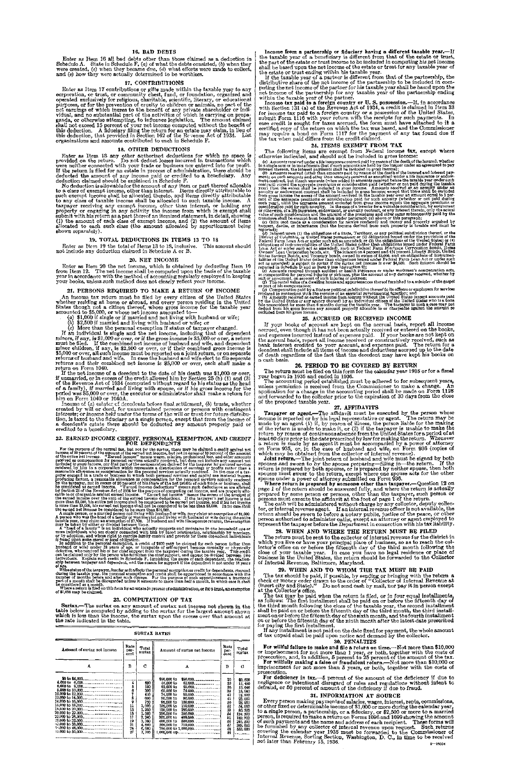### 16. BAD DEBTS

Enter as Item 16 all bad debts other than those claimed as a deduction in Schedule A. State in Schedule F, (*a*) of what the debts consisted, (*b*) when they were created, (*c*) when they became due, (*d*) what efforts were made to collect, and (*e*) how they were actually determined to be worthless.

### 17. CONTRIBUTIONS

Enter as Item 17 contributions or gifts made within the taxable year to any corporation, or trust, or community chest, fund, or foundation, organized and operated exclusively for religious, charitable, scientific, literary, or educational purposes, or for the prevention of cruelty to children or animals, no part of the net earnings of which inures to the benefit of any private shareholder or individual, and no substantial part of the activities of which is carrying on propaganda, or otherwise attempting, to influence legislation. The amount claimed shall not exceed 15 percent of your net income computed without the benefit of this deduction. A fiduciary filing the return for an estate may claim, in lieu of this deduction, that provided in Section 162 of the Revenue Act of 1934. List organizations and amounts contributed to each in Schedule F.

### 18. OTHER DEDUCTIONS

Enter as Item 18 any other authorized deductions for which no space is provided on the return. Do not deduct losses incurred in transactions which were neither connected with your trade or business nor entered into for profit. If the return is filed for an estate in process of administration, there should be deducted the amount of any income paid or credited to a beneficiary. Any deduction claimed should be explained in Schedule F.

No deduction is allowable for the amount of any item or part thereof allocable to a class of exempt income, other than interest. Items directly attributable to such exempt income shall be allocated thereto, and items directly attributable to any class of taxable income shall be allocated to such taxable income. A taxpayer receiving any exempt income, other than interest, or holding any property or engaging in any activity the income from which is exempt shall submit with his return as a part thereof an itemized statement, in detail, showing (1) the amount of each class of exempt income, and (2) the amount of items allocated to each such class (the amount allocated by apportionment being shown separately).

### 19. TOTAL DEDUCTIONS IN ITEMS 13 TO 18

Enter as Item 19 the total of Items 13 to 18, inclusive. This amount should not include any deduction claimed in Schedule A or B.

### 20. NET INCOME

Enter as Item 20 the net income, which is obtained by deducting Item 19 from Item 12. The net income shall be computed upon the basis of the taxable year in accordance with the method of accounting regularly employed in keeping your books, unless such method does not clearly reflect your income.

### 21. PERSONS REQUIRED TO MAKE A RETURN OF INCOME

An income tax return must be filed by every citizen of the United States whether residing at home or abroad, and every person residing in the United States though not a citizen thereof, whose gross income for the taxable year amounted to $5,000, or whose net income amounted to—

(*a*) $1,000 if single or if married and not living with husband or wife; or
(*b*) $2,500 if married and living with husband or wife; or
(*c*) More than the personal exemption if status of taxpayer changed.

If an individual is single and the net income, including that of dependent minors, if any, is $1,000 or over, or if the gross income is $5,000 or over, a return must be filed. If the combined net income of husband and wife, and dependent minor children, if any, is $2,500 or over, or if their combined gross income is $5,000 or over, all such income must be reported on a joint return, or on separate returns of husband and wife. In case the husband and wife elect to file separate returns and their combined net income is $5,000 or over, each shall make a return on Form 1040.

If the net income of a decedent to the date of his death was $1,000 or over, if unmarried, or in excess of the credit allowed him by Section 25 (b) (1) and (3) of the Revenue Act of 1934 (computed without regard to his status as the head of a family), if married and living with spouse, or if his gross income for the period was $5,000 or over, the executor or administrator shall make a return for him on Form 1040 or 1040A.

Income of (*a*) estates of decedents before final settlement, (*b*) trusts, whether created by will or deed, for unascertained persons or persons with contingent interests; or income held under the terms of the will or trust for future distribution, is taxed to the fiduciary as a single person, except that from the income of a decedent's estate there should be deducted any amount properly paid or credited to a beneficiary.

### 22. EARNED INCOME CREDIT, PERSONAL EXEMPTION, AND CREDIT FOR DEPENDENTS

For the purpose of the normal tax, but not for the surtax, there may be claimed a credit against net income of 10 percent of the amount of the earned net income, but not in excess of 10 percent of the amount of the entire net income. "Earned income" means wages, salaries, professional fees, and other amounts received as compensation for personal services actually rendered, but does not include any amount not included in gross income, nor that part of the compensation derived by the taxpayer for personal services rendered by him to a corporation which represents a distribution of earnings or profits rather than a reasonable allowance as compensation for the personal services actually rendered. In the case of a taxpayer engaged in a trade or business in which both personal services and capital are material income producing factors, a reasonable allowance as compensation for the personal services actually rendered by the taxpayer, not in excess of 20 percent of his share of the net profits of such trade or business, shall be considered as earned income. "Earned income deductions" means such deductions as are allowed by Section 23 of the Revenue Act of 1934 for the purpose of computing net income, and are properly allocable to or chargeable against earned income. "Earned net income" means the excess of the amount of the earned income over the sum of the earned income deductions. If the taxpayer's net income is not more than $3,000, his entire net income shall be considered to be earned net income, and if his net income is more than $3,000, his earned net income shall not be considered to be less than $3,000. In no case shall the earned net income be considered to be more than $14,000.

A single person, or a married person not living with husband or wife, may claim an exemption of $1,000. A person who was the head of a family or was married and living with husband or wife during the entire taxable year, may claim an exemption of $2,500. If husband and wife file separate returns, the exemption may be taken by either or divided between them.

A "head of a family" is an individual who actually supports and maintains in one household one or more individuals who are closely connected with him by blood relationship, relationship by marriage, or by adoption, and whose right to exercise family control and provide for these dependent individuals is based upon some moral or legal obligation.

In addition to the personal exemption, a credit of $400 may be claimed for each person (other than husband or wife) under 18 years of age, or incapable of self-support because mentally or physically defective, who received his or her chief support from the taxpayer during the taxable year. This credit can be claimed only by the person who furnishes the chief support, and cannot be divided between two individuals. Explain such credit in Schedule F, furnishing the names of each dependent, the relationship between taxpayer and dependent, and the reason for support if the dependent is not under 18 years of age.

If the status of the taxpayer, insofar as it affects the personal exemption or credit for dependents, changes during the taxable year, the personal exemption and credit shall be apportioned in accordance with the number of months before and after such change. For the purpose of such apportionment a fractional part of a month shall be disregarded unless it amounts to more than half a month, in which case it shall be considered as a month.

Where a return is filed on this form for an estate in process of administration, or for a trust, an exemption of $1,000 may be claimed.

### 23. COMPUTATION OF TAX

**Surtax.**—The surtax on any amount of surtax net income not shown in the table below is computed by adding to the surtax for the largest amount shown which is less than the income, the surtax upon the excess over that amount at the rate indicated in the table.

SURTAX RATES

| Amount of surtax net income | Rate per cent | Total surtax | Amount of surtax net income | Rate per cent | Total surtax |
|---|---|---|---|---|---|
| A | B | C | A | B | C |
| $0 to $4,000 | | | $50,000 to $56,000 | 30 | $9,500 |
| 4,000 to 6,000 | 4 | $80 | 56,000 to 62,000 | 33 | 11,480 |
| 6,000 to 8,000 | 5 | 180 | 62,000 to 68,000 | 36 | 13,640 |
| 8,000 to 10,000 | 6 | 300 | 68,000 to 74,000 | 39 | 15,980 |
| 10,000 to 12,000 | 7 | 440 | 74,000 to 80,000 | 42 | 18,500 |
| 12,000 to 14,000 | 8 | 600 | 80,000 to 90,000 | 45 | 23,000 |
| 14,000 to 16,000 | 9 | 780 | 90,000 to 100,000 | 48 | 27,800 |
| 16,000 to 18,000 | 11 | 1,000 | 100,000 to 150,000 | 50 | 52,800 |
| 18,000 to 20,000 | 13 | 1,260 | 150,000 to 200,000 | 53 | 79,300 |
| 20,000 to 22,000 | 15 | 1,560 | 200,000 to 400,000 | 54 | 187,300 |
| 22,000 to 26,000 | 17 | 2,240 | 400,000 to 600,000 | 55 | 297,300 |
| 26,000 to 32,000 | 19 | 3,380 | 600,000 to 800,000 | 56 | 409,300 |
| 32,000 to 38,000 | 21 | 4,640 | 800,000 to 1,000,000 | 57 | 523,300 |
| 38,000 to 44,000 | 24 | 6,080 | 1,000,000 up | 59 | |
| 44,000 to 50,000 | 27 | 7,700 | | | |

**Income from a partnership or fiduciary having a different taxable year.**—If the taxable year of a beneficiary is different from that of the estate or trust, the part of the estate or trust income to be included in computing his net income shall be based upon the net income of the estate or trust for any taxable year of the estate or trust ending within his taxable year.

If the taxable year of a partner is different from that of the partnership, the distributive share of the net income of the partnership to be included in computing the net income of the partner for his taxable year shall be based upon the net income of the partnership for any taxable year of the partnership ending within the taxable year of the partner.

**Income tax paid to a foreign country or U. S. possession.**—If, in accordance with Section 131 (a) of the Revenue Act of 1934, a credit is claimed in Item 33 for income tax paid to a foreign country or a possession of the United States, submit Form 1116 with your return with the receipts for such payments. In case credit is sought for taxes accrued, the form must have attached to it a certified copy of the return on which the tax was based, and the Commissioner may require a bond on Form 1117 for the payment of any tax found due if the tax when paid differs from the credit claimed.

### 24. ITEMS EXEMPT FROM TAX

The following items are exempt from Federal income tax, except where otherwise indicated, and should not be included in gross income:

(*a*) Amounts received under a life insurance contract paid by reason of the death of the insured, whether in a single sum or in installments (but if such amounts are held by the insurer under an agreement to pay interest thereon, the interest payments shall be included in gross income);

(*b*) Amounts received (other than amounts paid by reason of the death of the insured and interest payments on such amounts and other than amounts received as annuities) under a life insurance or endowment contract, but if such amounts (when added to amounts received before the taxable year under such contract) exceed the aggregate premiums or consideration paid (whether or not paid during the taxable year) then the excess shall be included in gross income. Amounts received as an annuity under an annuity or endowment contract shall be included in gross income; except that there shall be excluded from gross income the excess of the amount received in the taxable year over an amount equal to 3 percent of the aggregate premiums or consideration paid for such annuity (whether or not paid during such year), until the aggregate amount excluded from gross income equals the aggregate premiums or consideration paid for such annuity. In the case of a transfer for a valuable consideration, by assignment or otherwise, of a life insurance, endowment, or annuity contract, or any interest therein, only the actual value of such consideration and the amount of the premiums and other sums subsequently paid by the transferee shall be exempt from taxation under paragraph (a) above or this paragraph;

(*c*) Gifts (not made as a consideration for service rendered) and money and property acquired by bequest, devise, or inheritance (but the income derived from such property is taxable and must be reported);

(*d*) Interest upon (1) the obligations of a State, Territory, or any political subdivision thereof, or the District of Columbia, or United States possessions; or (2) obligations issued under the provisions of the Federal Farm Loan Act or under such act as amended; or (3) the obligations of the United States; or (4) obligations of instrumentalities of the United States (other than obligations issued under Federal Farm Loan Act or under such act as amended), such as Federal Farm Mortgage Corporation bonds, Home Owners' Loan Corporation bonds, etc. The interest on 4 percent and 4¼ percent Liberty Bonds, United States Savings Bonds, and Treasury bonds, owned in excess of $5,000, and on obligations of instrumentalities of the United States (other than obligations issued under Federal Farm Loan Act or under such act as amended) is subject to surtax if the surtax net income is over $4,000. Such interest should be reported in Schedule D and as Item 9 (see Instruction 9);

(*e*) Amounts received through accident or health insurance or under workmen's compensation acts, as compensation for personal injuries or sickness, plus the amount of any damages received, whether by suit or agreement, on account of such injuries or sickness;

(*f*) The rental value of a dwelling house and appurtenances thereof furnished to a minister of the gospel as part of his compensation;

(*g*) Compensation paid by a State or political subdivision thereof to the officers or employees for services rendered in connection with the exercise of an essential governmental function; and

(*h*) Amounts received as earned income from sources without the United States (except amounts paid by the United States or any agency thereof) by an individual citizen of the United States who is a bona fide nonresident for more than 6 months during the taxable year. The taxpayer in such a case may not deduct from his gross income any amount properly allocable to or chargeable against the amounts so excluded from his gross income.

### 25. ACCRUED OR RECEIVED INCOME

If your books of account are kept on the accrual basis, report all income accrued, even though it has not been actually received or entered on the books, and expenses incurred instead of expenses paid. If your books are not kept on the accrual basis, report all income received or constructively received, such as bank interest credited to your account, and expenses paid. The return for a decedent shall include all items of income and deductions accrued up to the date of death regardless of the fact that the decedent may have kept his books on a cash basis.

### 26. PERIOD TO BE COVERED BY RETURN

The return must be filed on this form for the calendar year 1935 or for a fiscal year begun in 1935 and ended in 1936.

The accounting period established must be adhered to for subsequent years, unless permission is received from the Commissioner to make a change. An application for a change in the accounting period shall be made on Form 1128 and forwarded to the collector prior to the expiration of 30 days from the close of the proposed taxable year.

### 27. AFFIDAVITS

***Taxpayer or agent.***—The affidavit must be executed by the person whose income is reported or by his legal representative or agent. The return may be made by an agent (1) if, by reason of illness, the person liable for the making of the return is unable to make it, or (2) if the taxpayer is unable to make the return by reason of continuous absence from the United States for a period of at least 60 days prior to the date prescribed by law for making the return. Whenever a return is made by an agent it must be accompanied by a power of attorney on Form 935, or, in the case of husband and wife, on Form 936 (copies of which may be obtained from the collector of internal revenue).

***Joint return.***—The joint return of husband and wife must be signed by both spouses and sworn to by the spouse preparing—*filling in*—the return. If the return is prepared by both spouses, or is prepared by neither spouse, then both spouses must swear to the return, except where one spouse acts for the other spouse under a power of attorney submitted on Form 936.

**Where return is prepared by someone other than taxpayer.**—Question 12 on page 1 of the return should be answered fully, and where the return is actually prepared by some person or persons, other than the taxpayer, each such person or persons must execute the affidavit at the foot of page 1 of the return.

The oath will be administered without charge by any collector, deputy collector, or internal revenue agent. If an internal revenue officer is not available, the return should be sworn to before a notary public, justice of the peace, or other person authorized to administer oaths, except an attorney or agent employed to represent the taxpayer before the Department in connection with his tax liability.

### 28. WHEN AND WHERE THE RETURN MUST BE FILED

The return must be sent to the collector of internal revenue for the district in which you live or have your principal place of business, so as to reach the collector's office on or before the fifteenth day of the third month following the close of your taxable year. In case you have no legal residence or place of business in the United States, the return should be forwarded to the Collector of Internal Revenue, Baltimore, Maryland.

### 29. WHEN AND TO WHOM THE TAX MUST BE PAID

The tax should be paid, if possible, by sending or bringing with the return a check or money order drawn to the order of "Collector of Internal Revenue at (insert city and State)." Do not send cash by mail, nor pay it in person except at the Collector's office.

The tax may be paid when the return is filed, or in four equal installments, as follows: The first installment shall be paid on or before the fifteenth day of the third month following the close of the taxable year, the second installment shall be paid on or before the fifteenth day of the third month, the third installment on or before the fifteenth day of the sixth month, and the fourth installment on or before the fifteenth day of the ninth month after the latest date prescribed for paying the first installment.

If any installment is not paid on the date fixed for payment, the whole amount of tax unpaid shall be paid upon notice and demand by the collector.

### 30. PENALTIES

**For willful failure to make and file a return on time.**—Not more than $10,000 or imprisonment for not more than 1 year, or both, together with the costs of prosecution, and, in addition, 5 percent to 25 percent of the amount of the tax.

**For willfully making a false or fraudulent return.**—Not more than $10,000 or imprisonment for not more than 5 years, or both, together with the costs of prosecution.

**For deficiency in tax.**—5 percent of the amount of the deficiency if due to negligence or intentional disregard of rules and regulations without intent to defraud, or 50 percent of amount of the deficiency if due to fraud.

### 31. INFORMATION AT SOURCE

Every person making payments of salaries, wages, interest, rents, commissions, or other fixed or determinable income of $1,000 or more during the calendar year, to a single person, a partnership, or a fiduciary, or $2,500 or more to a married person, is required to make a return on Forms 1096 and 1099 showing the amount of such payments and the name and address of each recipient. These forms will be furnished by any collector of internal revenue upon request. Such returns covering the calendar year 1935 must be forwarded to the Commissioner of Internal Revenue, Sorting Section, Washington, D. C., in time to be received not later than February 15, 1936.